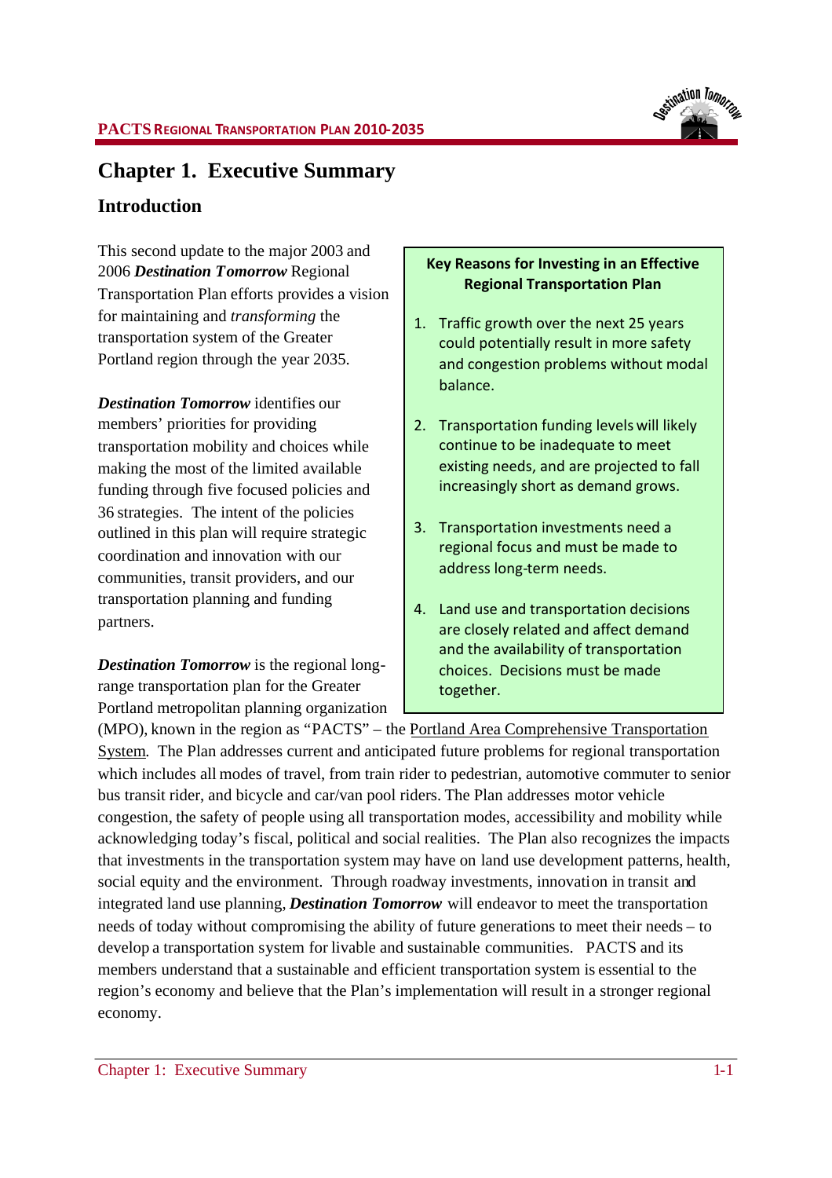# Chapter 1. Executive Summary

## Introduction

This second update to the major 2003 and 2006 ***Destination Tomorrow*** Regional Transportation Plan efforts provides a vision for maintaining and *transforming* the transportation system of the Greater Portland region through the year 2035.

***Destination Tomorrow*** identifies our members' priorities for providing transportation mobility and choices while making the most of the limited available funding through five focused policies and 36 strategies. The intent of the policies outlined in this plan will require strategic coordination and innovation with our communities, transit providers, and our transportation planning and funding partners.

> **Key Reasons for Investing in an Effective Regional Transportation Plan**
>
> 1. Traffic growth over the next 25 years could potentially result in more safety and congestion problems without modal balance.
> 2. Transportation funding levels will likely continue to be inadequate to meet existing needs, and are projected to fall increasingly short as demand grows.
> 3. Transportation investments need a regional focus and must be made to address long-term needs.
> 4. Land use and transportation decisions are closely related and affect demand and the availability of transportation choices. Decisions must be made together.

***Destination Tomorrow*** is the regional long-range transportation plan for the Greater Portland metropolitan planning organization (MPO), known in the region as "PACTS" – the Portland Area Comprehensive Transportation System. The Plan addresses current and anticipated future problems for regional transportation which includes all modes of travel, from train rider to pedestrian, automotive commuter to senior bus transit rider, and bicycle and car/van pool riders. The Plan addresses motor vehicle congestion, the safety of people using all transportation modes, accessibility and mobility while acknowledging today's fiscal, political and social realities. The Plan also recognizes the impacts that investments in the transportation system may have on land use development patterns, health, social equity and the environment. Through roadway investments, innovation in transit and integrated land use planning, ***Destination Tomorrow*** will endeavor to meet the transportation needs of today without compromising the ability of future generations to meet their needs – to develop a transportation system for livable and sustainable communities. PACTS and its members understand that a sustainable and efficient transportation system is essential to the region's economy and believe that the Plan's implementation will result in a stronger regional economy.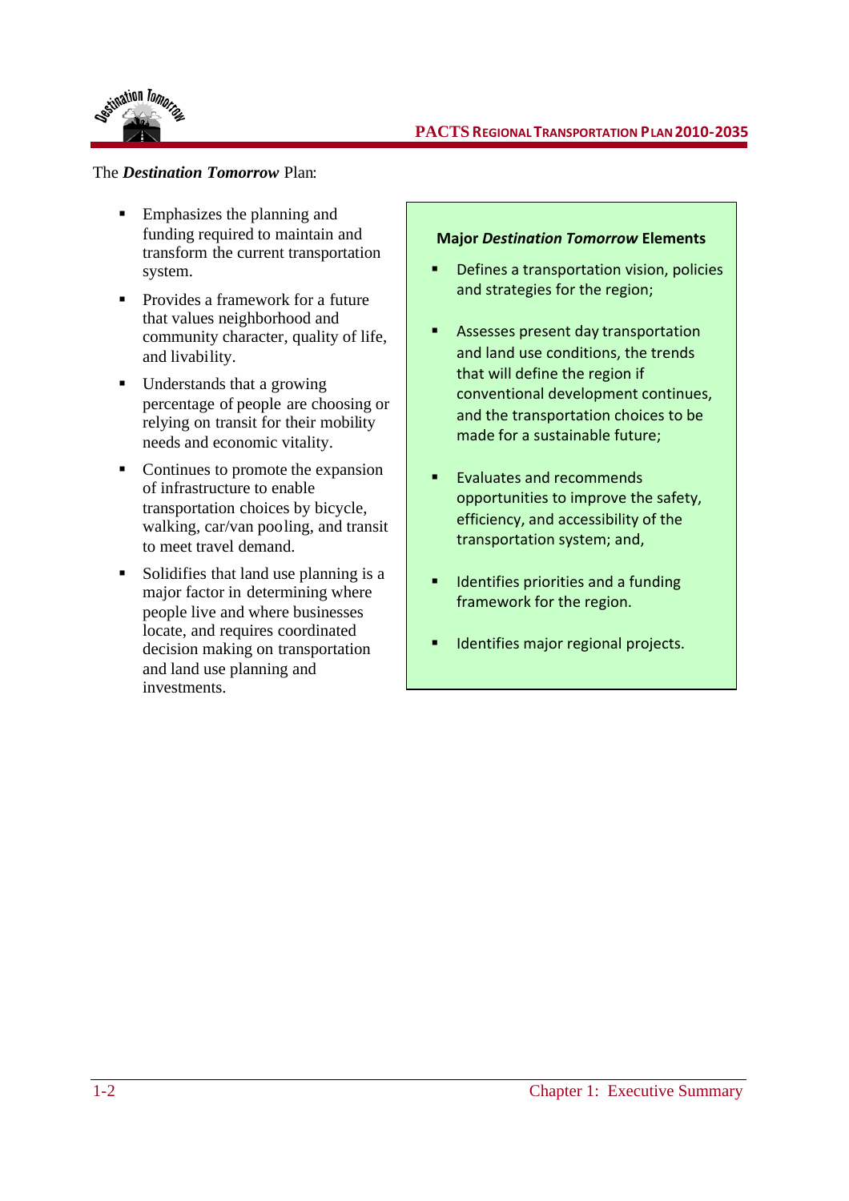The ***Destination Tomorrow*** Plan:

- Emphasizes the planning and funding required to maintain and transform the current transportation system.
- Provides a framework for a future that values neighborhood and community character, quality of life, and livability.
- Understands that a growing percentage of people are choosing or relying on transit for their mobility needs and economic vitality.
- Continues to promote the expansion of infrastructure to enable transportation choices by bicycle, walking, car/van pooling, and transit to meet travel demand.
- Solidifies that land use planning is a major factor in determining where people live and where businesses locate, and requires coordinated decision making on transportation and land use planning and investments.

**Major *Destination Tomorrow* Elements**

- Defines a transportation vision, policies and strategies for the region;
- Assesses present day transportation and land use conditions, the trends that will define the region if conventional development continues, and the transportation choices to be made for a sustainable future;
- Evaluates and recommends opportunities to improve the safety, efficiency, and accessibility of the transportation system; and,
- Identifies priorities and a funding framework for the region.
- Identifies major regional projects.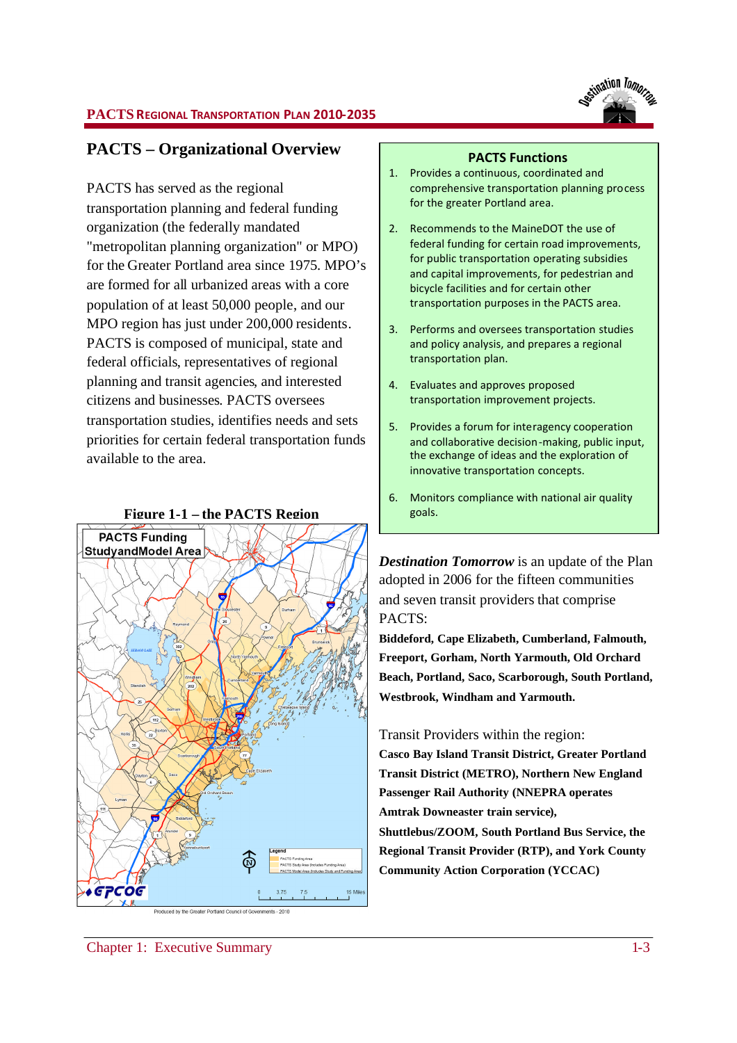## PACTS – Organizational Overview

PACTS has served as the regional transportation planning and federal funding organization (the federally mandated "metropolitan planning organization" or MPO) for the Greater Portland area since 1975. MPO's are formed for all urbanized areas with a core population of at least 50,000 people, and our MPO region has just under 200,000 residents. PACTS is composed of municipal, state and federal officials, representatives of regional planning and transit agencies, and interested citizens and businesses. PACTS oversees transportation studies, identifies needs and sets priorities for certain federal transportation funds available to the area.

### PACTS Functions

1. Provides a continuous, coordinated and comprehensive transportation planning process for the greater Portland area.
2. Recommends to the MaineDOT the use of federal funding for certain road improvements, for public transportation operating subsidies and capital improvements, for pedestrian and bicycle facilities and for certain other transportation purposes in the PACTS area.
3. Performs and oversees transportation studies and policy analysis, and prepares a regional transportation plan.
4. Evaluates and approves proposed transportation improvement projects.
5. Provides a forum for interagency cooperation and collaborative decision-making, public input, the exchange of ideas and the exploration of innovative transportation concepts.
6. Monitors compliance with national air quality goals.

**Figure 1-1 – the PACTS Region**

*Destination Tomorrow* is an update of the Plan adopted in 2006 for the fifteen communities and seven transit providers that comprise PACTS:

**Biddeford, Cape Elizabeth, Cumberland, Falmouth, Freeport, Gorham, North Yarmouth, Old Orchard Beach, Portland, Saco, Scarborough, South Portland, Westbrook, Windham and Yarmouth.**

Transit Providers within the region:

**Casco Bay Island Transit District, Greater Portland Transit District (METRO), Northern New England Passenger Rail Authority (NNEPRA operates Amtrak Downeaster train service), Shuttlebus/ZOOM, South Portland Bus Service, the Regional Transit Provider (RTP), and York County Community Action Corporation (YCCAC)**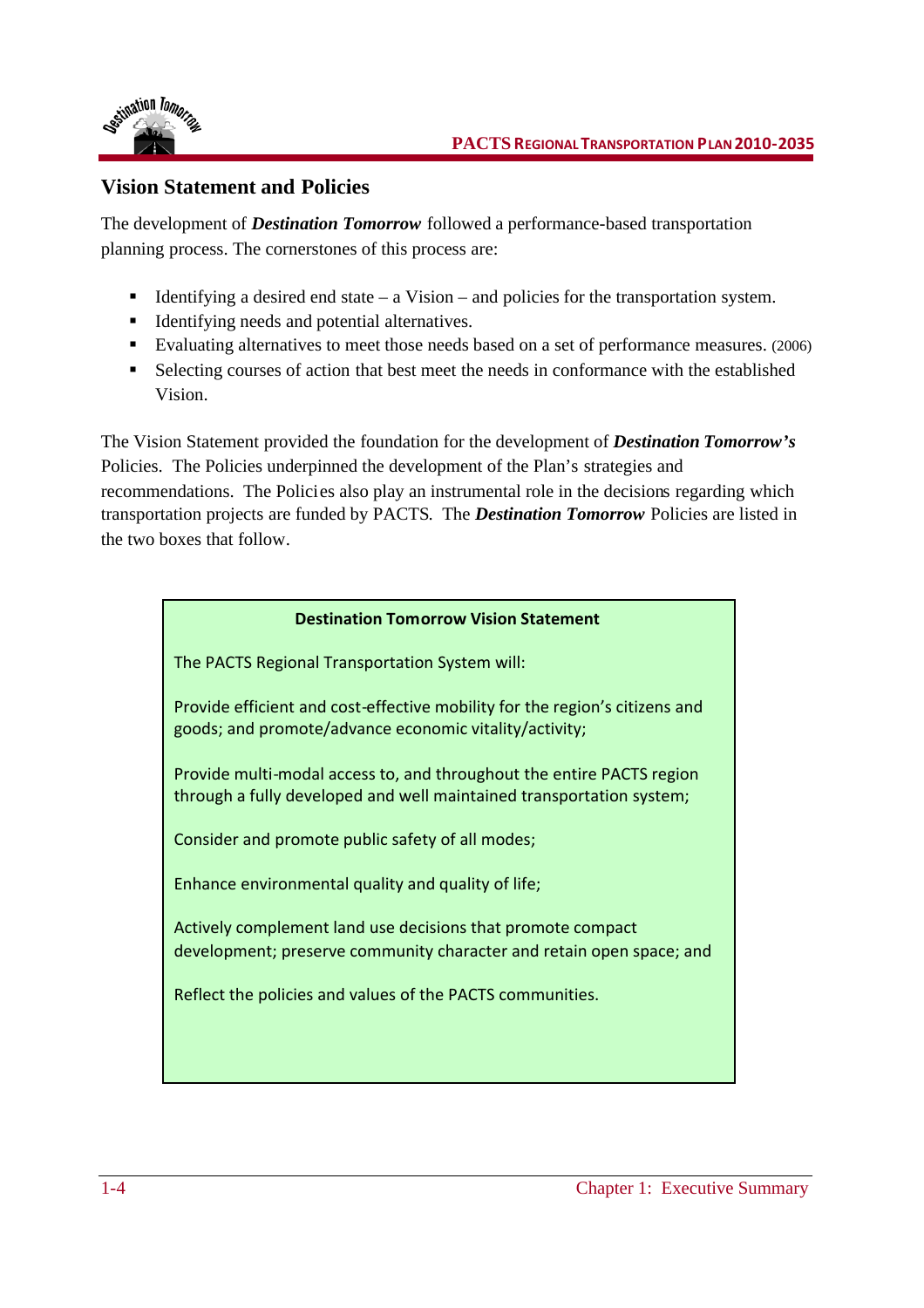## Vision Statement and Policies

The development of ***Destination Tomorrow*** followed a performance-based transportation planning process. The cornerstones of this process are:

- Identifying a desired end state – a Vision – and policies for the transportation system.
- Identifying needs and potential alternatives.
- Evaluating alternatives to meet those needs based on a set of performance measures. (2006)
- Selecting courses of action that best meet the needs in conformance with the established Vision.

The Vision Statement provided the foundation for the development of ***Destination Tomorrow's*** Policies. The Policies underpinned the development of the Plan's strategies and recommendations. The Policies also play an instrumental role in the decisions regarding which transportation projects are funded by PACTS. The ***Destination Tomorrow*** Policies are listed in the two boxes that follow.

**Destination Tomorrow Vision Statement**

The PACTS Regional Transportation System will:

Provide efficient and cost-effective mobility for the region's citizens and goods; and promote/advance economic vitality/activity;

Provide multi-modal access to, and throughout the entire PACTS region through a fully developed and well maintained transportation system;

Consider and promote public safety of all modes;

Enhance environmental quality and quality of life;

Actively complement land use decisions that promote compact development; preserve community character and retain open space; and

Reflect the policies and values of the PACTS communities.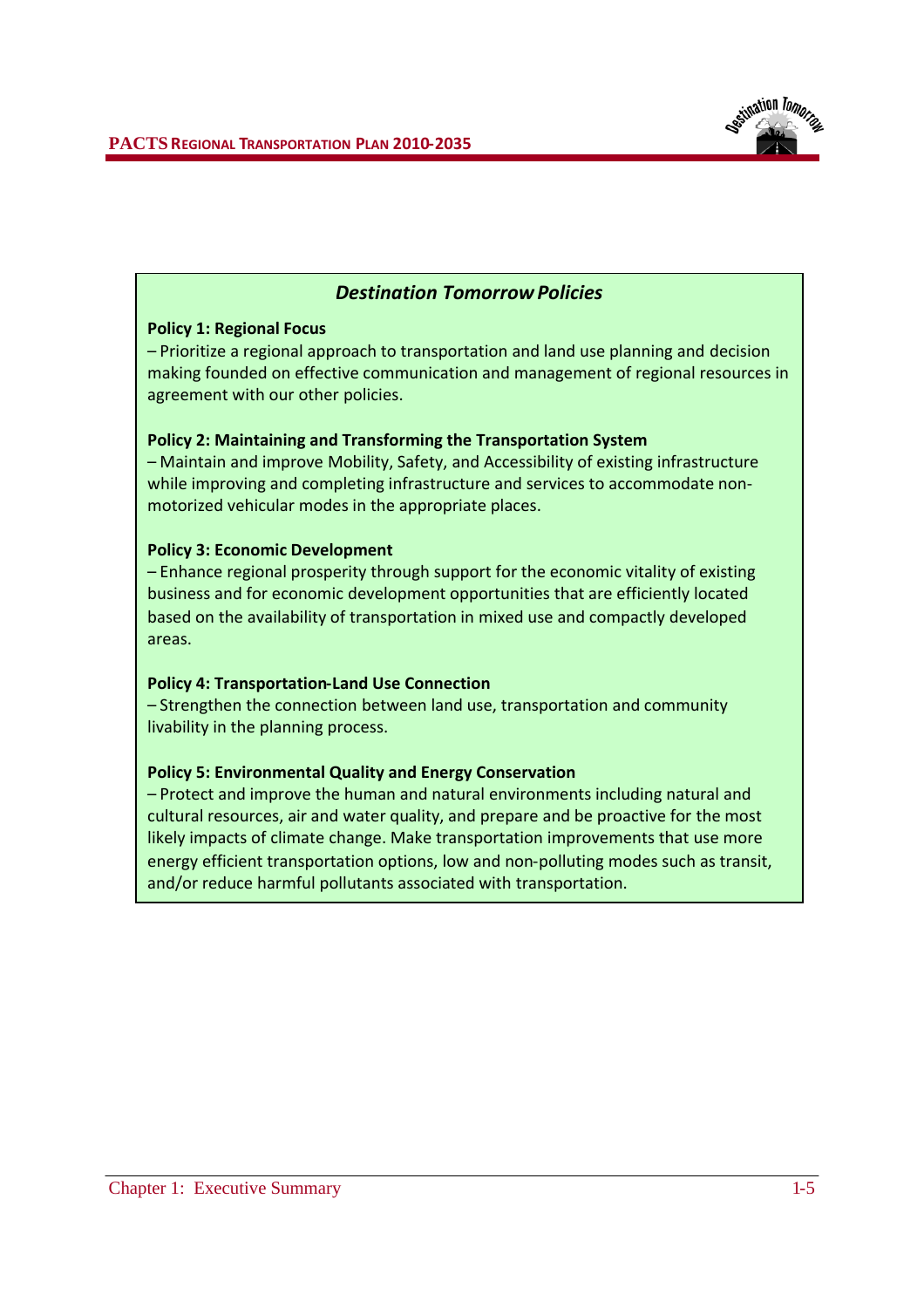### *Destination Tomorrow* Policies

**Policy 1: Regional Focus**

– Prioritize a regional approach to transportation and land use planning and decision making founded on effective communication and management of regional resources in agreement with our other policies.

**Policy 2: Maintaining and Transforming the Transportation System**

– Maintain and improve Mobility, Safety, and Accessibility of existing infrastructure while improving and completing infrastructure and services to accommodate non-motorized vehicular modes in the appropriate places.

**Policy 3: Economic Development**

– Enhance regional prosperity through support for the economic vitality of existing business and for economic development opportunities that are efficiently located based on the availability of transportation in mixed use and compactly developed areas.

**Policy 4: Transportation-Land Use Connection**

– Strengthen the connection between land use, transportation and community livability in the planning process.

**Policy 5: Environmental Quality and Energy Conservation**

– Protect and improve the human and natural environments including natural and cultural resources, air and water quality, and prepare and be proactive for the most likely impacts of climate change. Make transportation improvements that use more energy efficient transportation options, low and non-polluting modes such as transit, and/or reduce harmful pollutants associated with transportation.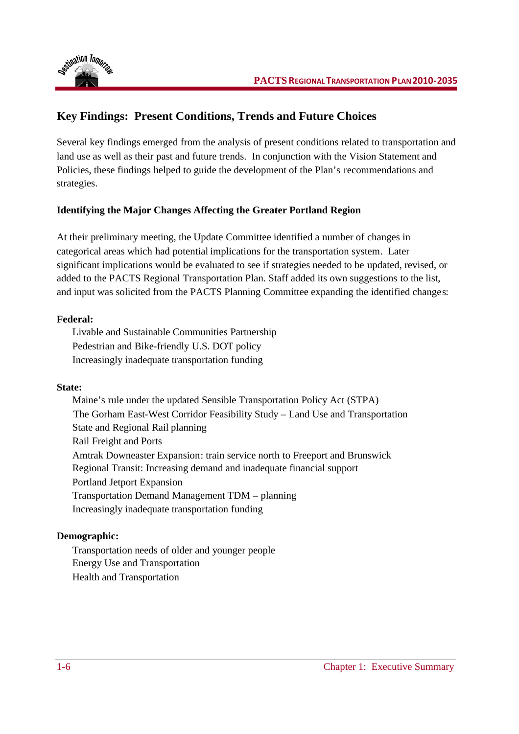## Key Findings: Present Conditions, Trends and Future Choices

Several key findings emerged from the analysis of present conditions related to transportation and land use as well as their past and future trends. In conjunction with the Vision Statement and Policies, these findings helped to guide the development of the Plan's recommendations and strategies.

### Identifying the Major Changes Affecting the Greater Portland Region

At their preliminary meeting, the Update Committee identified a number of changes in categorical areas which had potential implications for the transportation system. Later significant implications would be evaluated to see if strategies needed to be updated, revised, or added to the PACTS Regional Transportation Plan. Staff added its own suggestions to the list, and input was solicited from the PACTS Planning Committee expanding the identified changes:

**Federal:**

- Livable and Sustainable Communities Partnership
- Pedestrian and Bike-friendly U.S. DOT policy
- Increasingly inadequate transportation funding

**State:**

- Maine's rule under the updated Sensible Transportation Policy Act (STPA)
- The Gorham East-West Corridor Feasibility Study – Land Use and Transportation
- State and Regional Rail planning
- Rail Freight and Ports
- Amtrak Downeaster Expansion: train service north to Freeport and Brunswick
- Regional Transit: Increasing demand and inadequate financial support
- Portland Jetport Expansion
- Transportation Demand Management TDM – planning
- Increasingly inadequate transportation funding

**Demographic:**

- Transportation needs of older and younger people
- Energy Use and Transportation
- Health and Transportation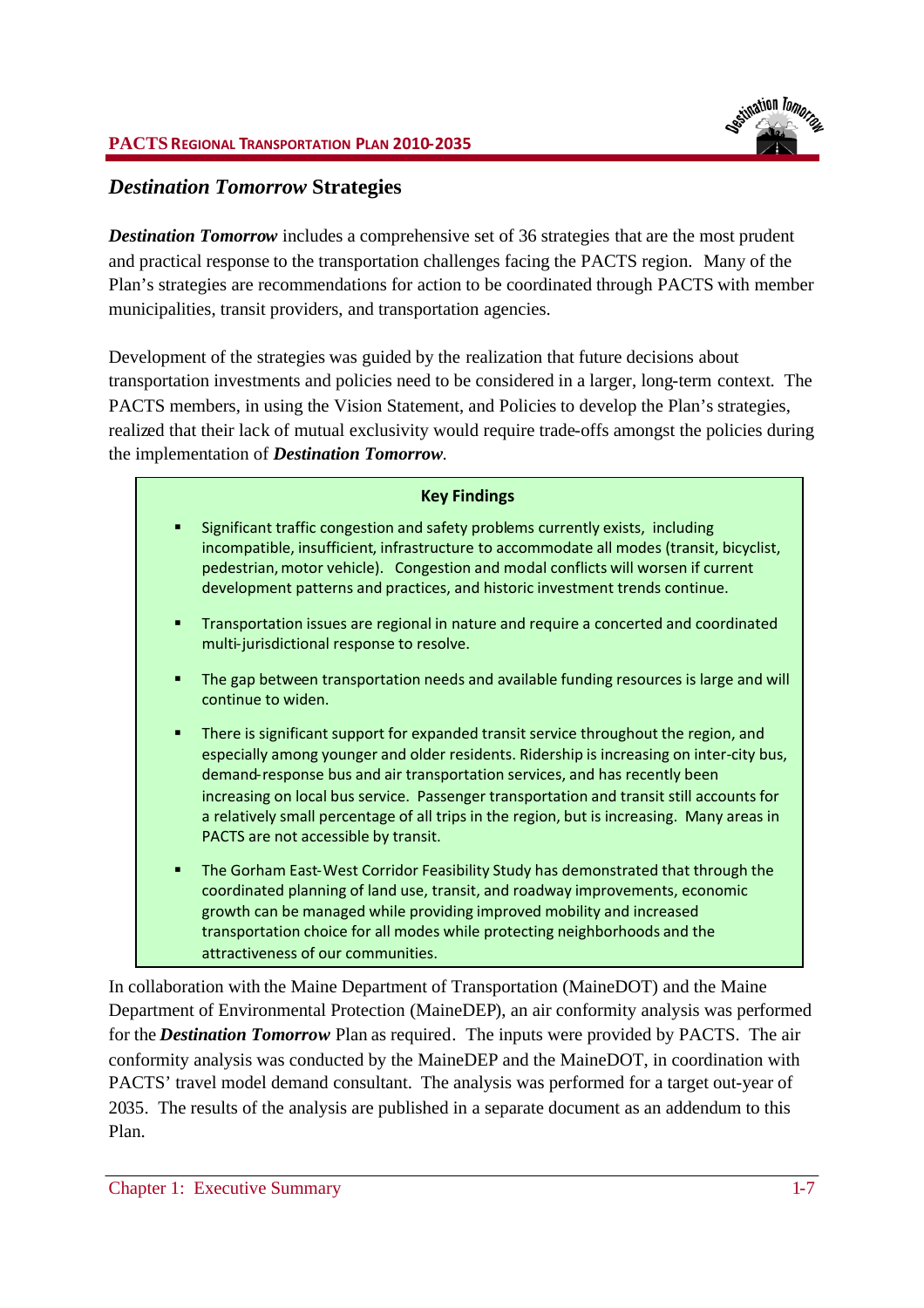## *Destination Tomorrow* Strategies

***Destination Tomorrow*** includes a comprehensive set of 36 strategies that are the most prudent and practical response to the transportation challenges facing the PACTS region. Many of the Plan's strategies are recommendations for action to be coordinated through PACTS with member municipalities, transit providers, and transportation agencies.

Development of the strategies was guided by the realization that future decisions about transportation investments and policies need to be considered in a larger, long-term context. The PACTS members, in using the Vision Statement, and Policies to develop the Plan's strategies, realized that their lack of mutual exclusivity would require trade-offs amongst the policies during the implementation of ***Destination Tomorrow***.

**Key Findings**

- Significant traffic congestion and safety problems currently exists, including incompatible, insufficient, infrastructure to accommodate all modes (transit, bicyclist, pedestrian, motor vehicle). Congestion and modal conflicts will worsen if current development patterns and practices, and historic investment trends continue.
- Transportation issues are regional in nature and require a concerted and coordinated multi-jurisdictional response to resolve.
- The gap between transportation needs and available funding resources is large and will continue to widen.
- There is significant support for expanded transit service throughout the region, and especially among younger and older residents. Ridership is increasing on inter-city bus, demand-response bus and air transportation services, and has recently been increasing on local bus service. Passenger transportation and transit still accounts for a relatively small percentage of all trips in the region, but is increasing. Many areas in PACTS are not accessible by transit.
- The Gorham East-West Corridor Feasibility Study has demonstrated that through the coordinated planning of land use, transit, and roadway improvements, economic growth can be managed while providing improved mobility and increased transportation choice for all modes while protecting neighborhoods and the attractiveness of our communities.

In collaboration with the Maine Department of Transportation (MaineDOT) and the Maine Department of Environmental Protection (MaineDEP), an air conformity analysis was performed for the ***Destination Tomorrow*** Plan as required. The inputs were provided by PACTS. The air conformity analysis was conducted by the MaineDEP and the MaineDOT, in coordination with PACTS' travel model demand consultant. The analysis was performed for a target out-year of 2035. The results of the analysis are published in a separate document as an addendum to this Plan.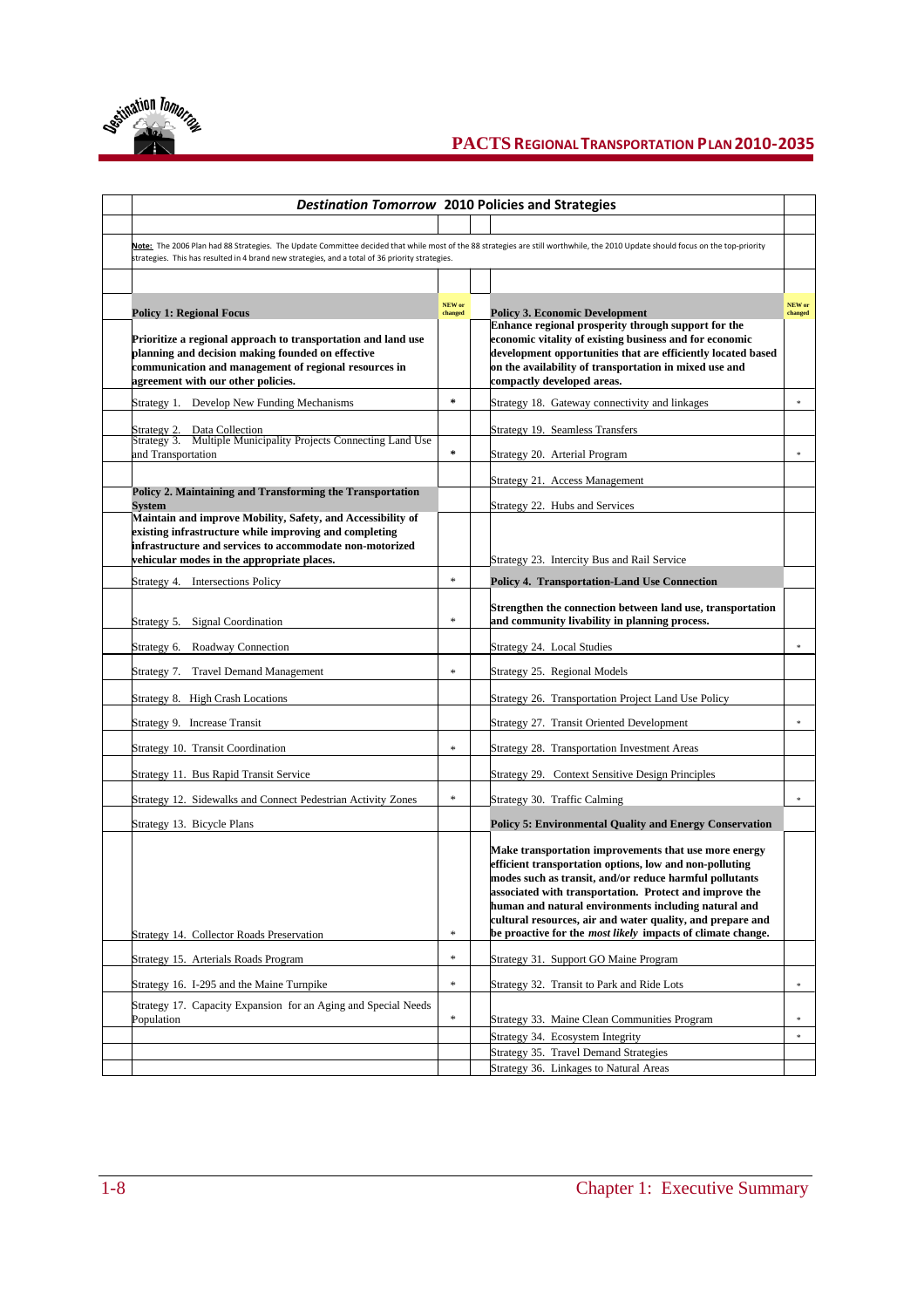## *Destination Tomorrow* 2010 Policies and Strategies

**Note:** The 2006 Plan had 88 Strategies. The Update Committee decided that while most of the 88 strategies are still worthwhile, the 2010 Update should focus on the top-priority strategies. This has resulted in 4 brand new strategies, and a total of 36 priority strategies.

| Policy / Strategy | NEW or changed | Policy / Strategy | NEW or changed |
|---|---|---|---|
| **Policy 1: Regional Focus** | | **Policy 3. Economic Development** | |
| **Prioritize a regional approach to transportation and land use planning and decision making founded on effective communication and management of regional resources in agreement with our other policies.** | | **Enhance regional prosperity through support for the economic vitality of existing business and for economic development opportunities that are efficiently located based on the availability of transportation in mixed use and compactly developed areas.** | |
| Strategy 1. Develop New Funding Mechanisms | * | Strategy 18. Gateway connectivity and linkages | * |
| Strategy 2. Data Collection | | Strategy 19. Seamless Transfers | |
| Strategy 3. Multiple Municipality Projects Connecting Land Use and Transportation | * | Strategy 20. Arterial Program | * |
| | | Strategy 21. Access Management | |
| **Policy 2. Maintaining and Transforming the Transportation System** | | Strategy 22. Hubs and Services | |
| **Maintain and improve Mobility, Safety, and Accessibility of existing infrastructure while improving and completing infrastructure and services to accommodate non-motorized vehicular modes in the appropriate places.** | | Strategy 23. Intercity Bus and Rail Service | |
| Strategy 4. Intersections Policy | * | **Policy 4. Transportation-Land Use Connection** | |
| Strategy 5. Signal Coordination | * | **Strengthen the connection between land use, transportation and community livability in planning process.** | |
| Strategy 6. Roadway Connection | | Strategy 24. Local Studies | * |
| Strategy 7. Travel Demand Management | * | Strategy 25. Regional Models | |
| Strategy 8. High Crash Locations | | Strategy 26. Transportation Project Land Use Policy | |
| Strategy 9. Increase Transit | | Strategy 27. Transit Oriented Development | * |
| Strategy 10. Transit Coordination | * | Strategy 28. Transportation Investment Areas | |
| Strategy 11. Bus Rapid Transit Service | | Strategy 29. Context Sensitive Design Principles | |
| Strategy 12. Sidewalks and Connect Pedestrian Activity Zones | * | Strategy 30. Traffic Calming | * |
| Strategy 13. Bicycle Plans | | **Policy 5: Environmental Quality and Energy Conservation** | |
| Strategy 14. Collector Roads Preservation | * | **Make transportation improvements that use more energy efficient transportation options, low and non-polluting modes such as transit, and/or reduce harmful pollutants associated with transportation. Protect and improve the human and natural environments including natural and cultural resources, air and water quality, and prepare and be proactive for the *most likely* impacts of climate change.** | |
| Strategy 15. Arterials Roads Program | * | Strategy 31. Support GO Maine Program | |
| Strategy 16. I-295 and the Maine Turnpike | * | Strategy 32. Transit to Park and Ride Lots | * |
| Strategy 17. Capacity Expansion for an Aging and Special Needs Population | * | Strategy 33. Maine Clean Communities Program | * |
| | | Strategy 34. Ecosystem Integrity | * |
| | | Strategy 35. Travel Demand Strategies | |
| | | Strategy 36. Linkages to Natural Areas | |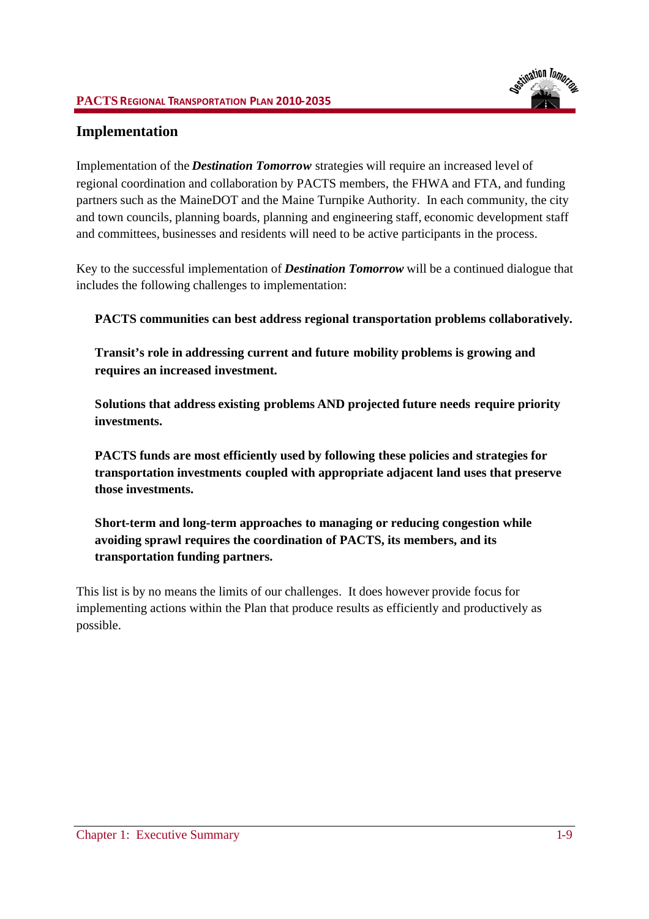## Implementation

Implementation of the ***Destination Tomorrow*** strategies will require an increased level of regional coordination and collaboration by PACTS members, the FHWA and FTA, and funding partners such as the MaineDOT and the Maine Turnpike Authority. In each community, the city and town councils, planning boards, planning and engineering staff, economic development staff and committees, businesses and residents will need to be active participants in the process.

Key to the successful implementation of ***Destination Tomorrow*** will be a continued dialogue that includes the following challenges to implementation:

**PACTS communities can best address regional transportation problems collaboratively.**

**Transit's role in addressing current and future mobility problems is growing and requires an increased investment.**

**Solutions that address existing problems AND projected future needs require priority investments.**

**PACTS funds are most efficiently used by following these policies and strategies for transportation investments coupled with appropriate adjacent land uses that preserve those investments.**

**Short-term and long-term approaches to managing or reducing congestion while avoiding sprawl requires the coordination of PACTS, its members, and its transportation funding partners.**

This list is by no means the limits of our challenges. It does however provide focus for implementing actions within the Plan that produce results as efficiently and productively as possible.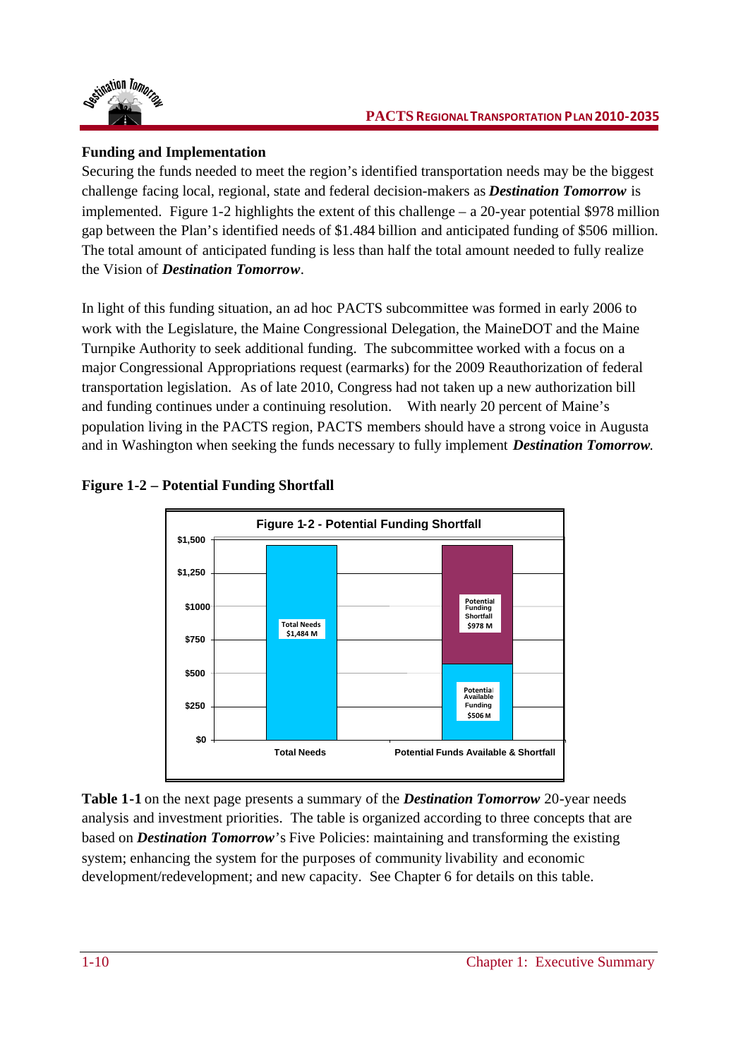## Funding and Implementation

Securing the funds needed to meet the region's identified transportation needs may be the biggest challenge facing local, regional, state and federal decision-makers as ***Destination Tomorrow*** is implemented. Figure 1-2 highlights the extent of this challenge – a 20-year potential $978 million gap between the Plan's identified needs of $1.484 billion and anticipated funding of $506 million. The total amount of anticipated funding is less than half the total amount needed to fully realize the Vision of ***Destination Tomorrow***.

In light of this funding situation, an ad hoc PACTS subcommittee was formed in early 2006 to work with the Legislature, the Maine Congressional Delegation, the MaineDOT and the Maine Turnpike Authority to seek additional funding. The subcommittee worked with a focus on a major Congressional Appropriations request (earmarks) for the 2009 Reauthorization of federal transportation legislation. As of late 2010, Congress had not taken up a new authorization bill and funding continues under a continuing resolution. With nearly 20 percent of Maine's population living in the PACTS region, PACTS members should have a strong voice in Augusta and in Washington when seeking the funds necessary to fully implement ***Destination Tomorrow***.

**Figure 1-2 – Potential Funding Shortfall**

Figure 1-2 - Potential Funding Shortfall

| | Total Needs | Potential Funds Available & Shortfall |
|---|---|---|
| Total Needs | $1,484 M | |
| Potential Available Funding | | $506 M |
| Potential Funding Shortfall | | $978 M |

**Table 1-1** on the next page presents a summary of the ***Destination Tomorrow*** 20-year needs analysis and investment priorities. The table is organized according to three concepts that are based on ***Destination Tomorrow***'s Five Policies: maintaining and transforming the existing system; enhancing the system for the purposes of community livability and economic development/redevelopment; and new capacity. See Chapter 6 for details on this table.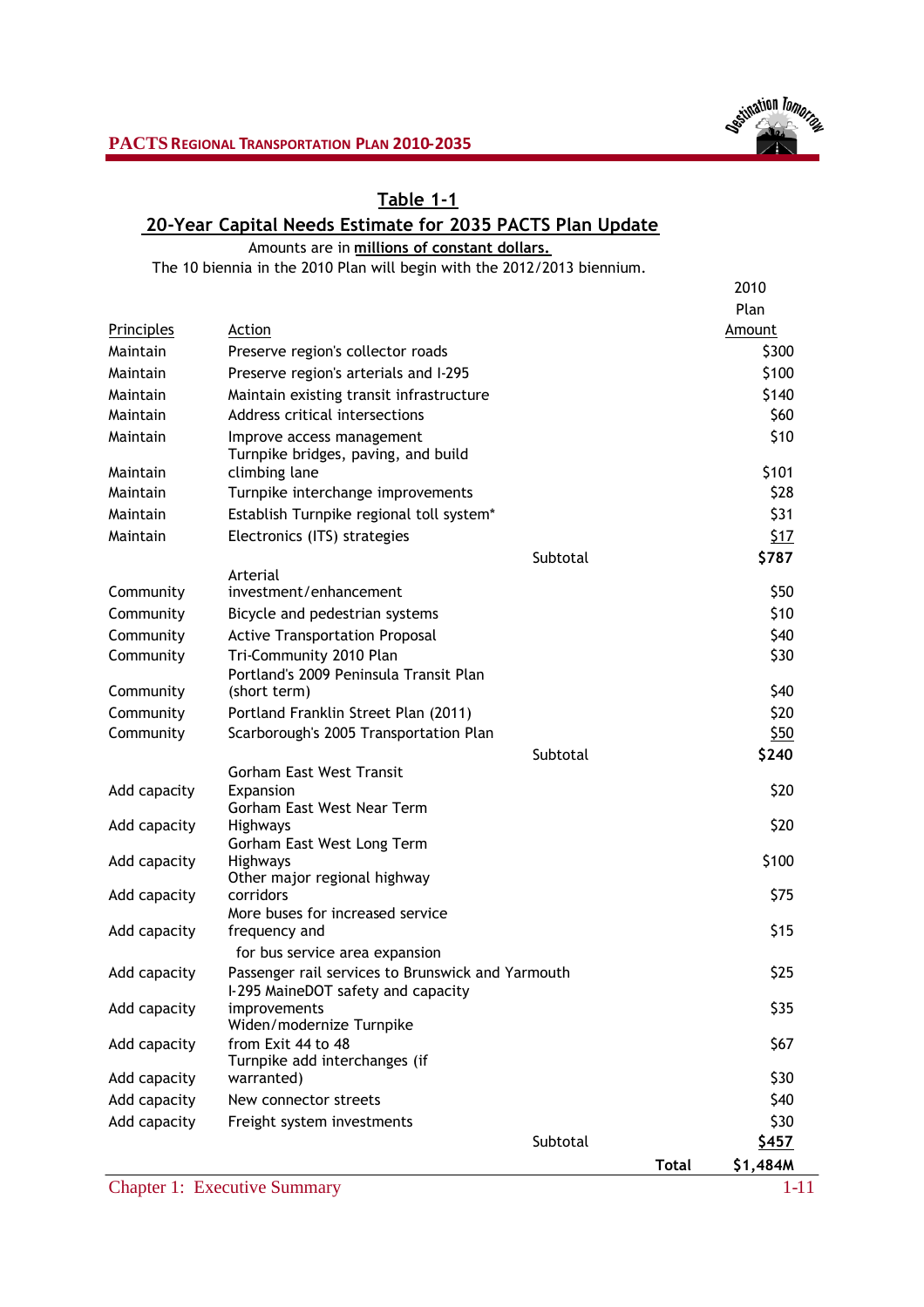## Table 1-1

## 20-Year Capital Needs Estimate for 2035 PACTS Plan Update

Amounts are in **millions of constant dollars.**

The 10 biennia in the 2010 Plan will begin with the 2012/2013 biennium.

| Principles | Action | | 2010 Plan Amount |
|---|---|---|---|
| Maintain | Preserve region's collector roads | | $300 |
| Maintain | Preserve region's arterials and I-295 | | $100 |
| Maintain | Maintain existing transit infrastructure | | $140 |
| Maintain | Address critical intersections | | $60 |
| Maintain | Improve access management | | $10 |
| Maintain | Turnpike bridges, paving, and build climbing lane | | $101 |
| Maintain | Turnpike interchange improvements | | $28 |
| Maintain | Establish Turnpike regional toll system* | | $31 |
| Maintain | Electronics (ITS) strategies | | $17 |
| | | Subtotal | **$787** |
| Community | Arterial investment/enhancement | | $50 |
| Community | Bicycle and pedestrian systems | | $10 |
| Community | Active Transportation Proposal | | $40 |
| Community | Tri-Community 2010 Plan | | $30 |
| Community | Portland's 2009 Peninsula Transit Plan (short term) | | $40 |
| Community | Portland Franklin Street Plan (2011) | | $20 |
| Community | Scarborough's 2005 Transportation Plan | | $50 |
| | | Subtotal | **$240** |
| Add capacity | Gorham East West Transit Expansion | | $20 |
| Add capacity | Gorham East West Near Term Highways | | $20 |
| Add capacity | Gorham East West Long Term Highways | | $100 |
| Add capacity | Other major regional highway corridors | | $75 |
| Add capacity | More buses for increased service frequency and for bus service area expansion | | $15 |
| Add capacity | Passenger rail services to Brunswick and Yarmouth | | $25 |
| Add capacity | I-295 MaineDOT safety and capacity improvements | | $35 |
| Add capacity | Widen/modernize Turnpike from Exit 44 to 48 | | $67 |
| Add capacity | Turnpike add interchanges (if warranted) | | $30 |
| Add capacity | New connector streets | | $40 |
| Add capacity | Freight system investments | | $30 |
| | | Subtotal | **$457** |
| | | **Total** | **$1,484M** |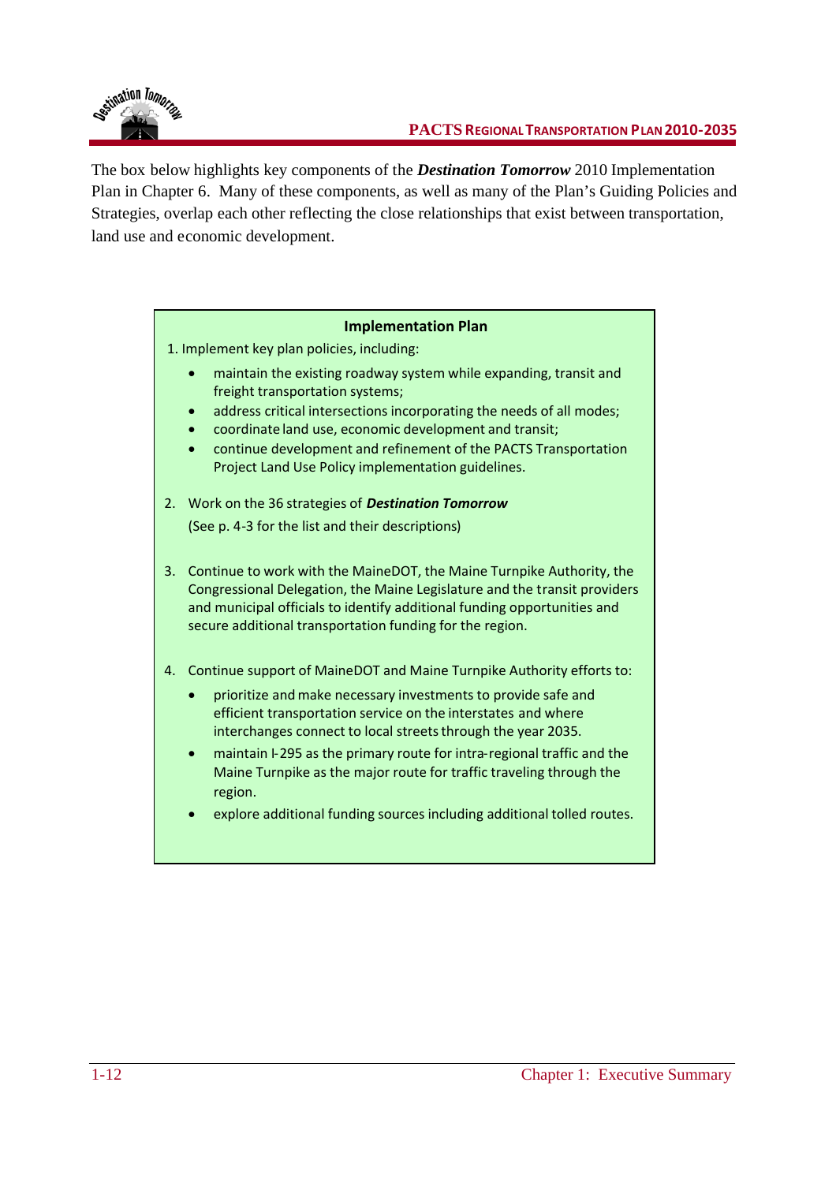The box below highlights key components of the ***Destination Tomorrow*** 2010 Implementation Plan in Chapter 6. Many of these components, as well as many of the Plan's Guiding Policies and Strategies, overlap each other reflecting the close relationships that exist between transportation, land use and economic development.

### Implementation Plan

1. Implement key plan policies, including:
   - maintain the existing roadway system while expanding, transit and freight transportation systems;
   - address critical intersections incorporating the needs of all modes;
   - coordinate land use, economic development and transit;
   - continue development and refinement of the PACTS Transportation Project Land Use Policy implementation guidelines.

2. Work on the 36 strategies of ***Destination Tomorrow***

   (See p. 4-3 for the list and their descriptions)

3. Continue to work with the MaineDOT, the Maine Turnpike Authority, the Congressional Delegation, the Maine Legislature and the transit providers and municipal officials to identify additional funding opportunities and secure additional transportation funding for the region.

4. Continue support of MaineDOT and Maine Turnpike Authority efforts to:
   - prioritize and make necessary investments to provide safe and efficient transportation service on the interstates and where interchanges connect to local streets through the year 2035.
   - maintain I-295 as the primary route for intra-regional traffic and the Maine Turnpike as the major route for traffic traveling through the region.
   - explore additional funding sources including additional tolled routes.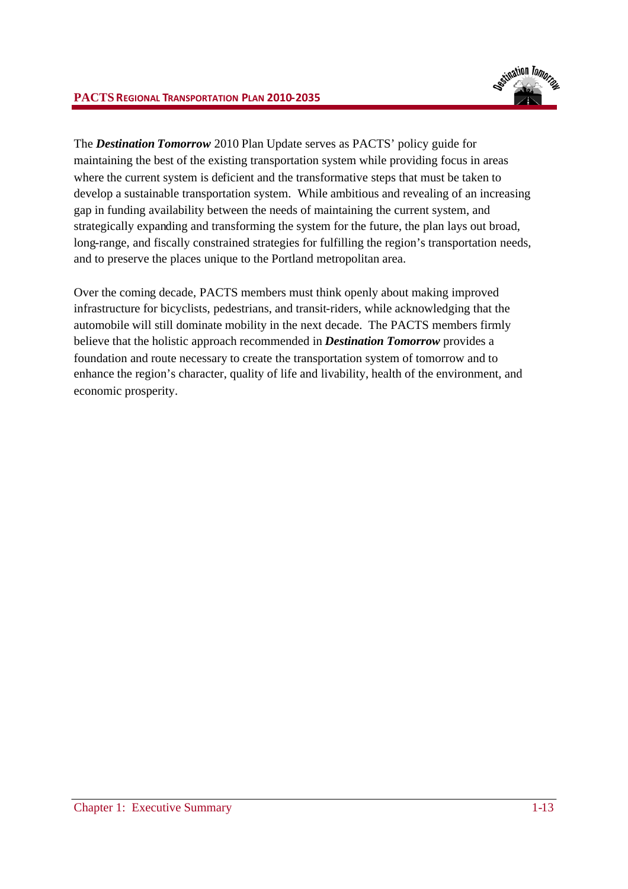The ***Destination Tomorrow*** 2010 Plan Update serves as PACTS' policy guide for maintaining the best of the existing transportation system while providing focus in areas where the current system is deficient and the transformative steps that must be taken to develop a sustainable transportation system. While ambitious and revealing of an increasing gap in funding availability between the needs of maintaining the current system, and strategically expanding and transforming the system for the future, the plan lays out broad, long-range, and fiscally constrained strategies for fulfilling the region's transportation needs, and to preserve the places unique to the Portland metropolitan area.

Over the coming decade, PACTS members must think openly about making improved infrastructure for bicyclists, pedestrians, and transit-riders, while acknowledging that the automobile will still dominate mobility in the next decade. The PACTS members firmly believe that the holistic approach recommended in ***Destination Tomorrow*** provides a foundation and route necessary to create the transportation system of tomorrow and to enhance the region's character, quality of life and livability, health of the environment, and economic prosperity.